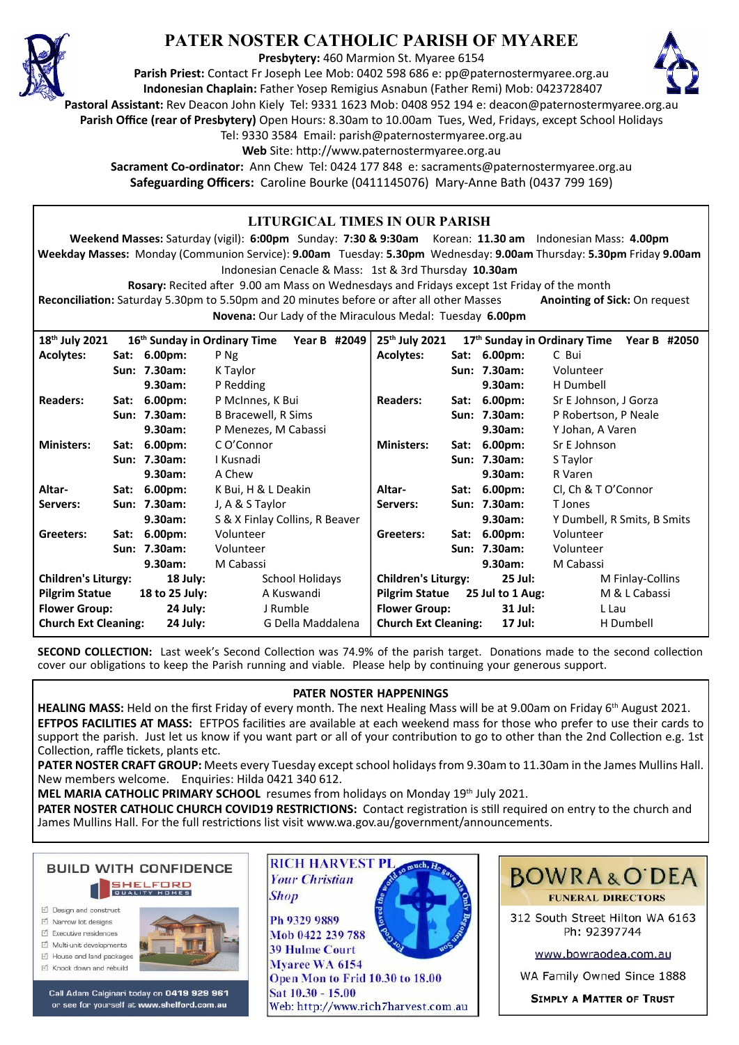# PATER NOSTER CATHOLIC PARISH OF MYAREE

**Presbytery:** 460 Marmion St. Myaree 6154
**Parish Priest:** Contact Fr Joseph Lee Mob: 0402 598 686 e: pp@paternostermyaree.org.au
**Indonesian Chaplain:** Father Yosep Remigius Asnabun (Father Remi) Mob: 0423728407
**Pastoral Assistant:** Rev Deacon John Kiely Tel: 9331 1623 Mob: 0408 952 194 e: deacon@paternostermyaree.org.au
**Parish Office (rear of Presbytery)** Open Hours: 8.30am to 10.00am Tues, Wed, Fridays, except School Holidays
Tel: 9330 3584 Email: parish@paternostermyaree.org.au
**Web** Site: http://www.paternostermyaree.org.au
**Sacrament Co-ordinator:** Ann Chew Tel: 0424 177 848 e: sacraments@paternostermyaree.org.au
**Safeguarding Officers:** Caroline Bourke (0411145076) Mary-Anne Bath (0437 799 169)

## LITURGICAL TIMES IN OUR PARISH

**Weekend Masses:** Saturday (vigil): **6:00pm** Sunday: **7:30 & 9:30am** Korean: **11.30 am** Indonesian Mass: **4.00pm**
**Weekday Masses:** Monday (Communion Service): **9.00am** Tuesday: **5.30pm** Wednesday: **9.00am** Thursday: **5.30pm** Friday **9.00am**
Indonesian Cenacle & Mass: 1st & 3rd Thursday **10.30am**
**Rosary:** Recited after 9.00 am Mass on Wednesdays and Fridays except 1st Friday of the month
**Reconciliation:** Saturday 5.30pm to 5.50pm and 20 minutes before or after all other Masses **Anointing of Sick:** On request
**Novena:** Our Lady of the Miraculous Medal: Tuesday **6.00pm**

| **18th July 2021** | **16th Sunday in Ordinary Time** | | **Year B #2049** | **25th July 2021** | **17th Sunday in Ordinary Time** | | **Year B #2050** |
|---|---|---|---|---|---|---|---|
| **Acolytes:** | **Sat:** | **6.00pm:** | P Ng | **Acolytes:** | **Sat:** | **6.00pm:** | C Bui |
| | **Sun:** | **7.30am:** | K Taylor | | **Sun:** | **7.30am:** | Volunteer |
| | | **9.30am:** | P Redding | | | **9.30am:** | H Dumbell |
| **Readers:** | **Sat:** | **6.00pm:** | P McInnes, K Bui | **Readers:** | **Sat:** | **6.00pm:** | Sr E Johnson, J Gorza |
| | **Sun:** | **7.30am:** | B Bracewell, R Sims | | **Sun:** | **7.30am:** | P Robertson, P Neale |
| | | **9.30am:** | P Menezes, M Cabassi | | | **9.30am:** | Y Johan, A Varen |
| **Ministers:** | **Sat:** | **6.00pm:** | C O'Connor | **Ministers:** | **Sat:** | **6.00pm:** | Sr E Johnson |
| | **Sun:** | **7.30am:** | I Kusnadi | | **Sun:** | **7.30am:** | S Taylor |
| | | **9.30am:** | A Chew | | | **9.30am:** | R Varen |
| **Altar-** | **Sat:** | **6.00pm:** | K Bui, H & L Deakin | **Altar-** | **Sat:** | **6.00pm:** | Cl, Ch & T O'Connor |
| **Servers:** | **Sun:** | **7.30am:** | J, A & S Taylor | **Servers:** | **Sun:** | **7.30am:** | T Jones |
| | | **9.30am:** | S & X Finlay Collins, R Beaver | | | **9.30am:** | Y Dumbell, R Smits, B Smits |
| **Greeters:** | **Sat:** | **6.00pm:** | Volunteer | **Greeters:** | **Sat:** | **6.00pm:** | Volunteer |
| | **Sun:** | **7.30am:** | Volunteer | | **Sun:** | **7.30am:** | Volunteer |
| | | **9.30am:** | M Cabassi | | | **9.30am:** | M Cabassi |
| **Children's Liturgy:** | | **18 July:** | School Holidays | **Children's Liturgy:** | | **25 Jul:** | M Finlay-Collins |
| **Pilgrim Statue** | | **18 to 25 July:** | A Kuswandi | **Pilgrim Statue** | | **25 Jul to 1 Aug:** | M & L Cabassi |
| **Flower Group:** | | **24 July:** | J Rumble | **Flower Group:** | | **31 Jul:** | L Lau |
| **Church Ext Cleaning:** | | **24 July:** | G Della Maddalena | **Church Ext Cleaning:** | | **17 Jul:** | H Dumbell |

**SECOND COLLECTION:** Last week's Second Collection was 74.9% of the parish target. Donations made to the second collection cover our obligations to keep the Parish running and viable. Please help by continuing your generous support.

## PATER NOSTER HAPPENINGS

**HEALING MASS:** Held on the first Friday of every month. The next Healing Mass will be at 9.00am on Friday 6th August 2021.
**EFTPOS FACILITIES AT MASS:** EFTPOS facilities are available at each weekend mass for those who prefer to use their cards to support the parish. Just let us know if you want part or all of your contribution to go to other than the 2nd Collection e.g. 1st Collection, raffle tickets, plants etc.
**PATER NOSTER CRAFT GROUP:** Meets every Tuesday except school holidays from 9.30am to 11.30am in the James Mullins Hall. New members welcome. Enquiries: Hilda 0421 340 612.
**MEL MARIA CATHOLIC PRIMARY SCHOOL** resumes from holidays on Monday 19th July 2021.
**PATER NOSTER CATHOLIC CHURCH COVID19 RESTRICTIONS:** Contact registration is still required on entry to the church and James Mullins Hall. For the full restrictions list visit www.wa.gov.au/government/announcements.

**BUILD WITH CONFIDENCE**
SHELFORD QUALITY HOMES
- Design and construct
- Narrow lot designs
- Executive residences
- Multi-unit developments
- House and land packages
- Knock down and rebuild

Call Adam Calginari today on **0419 929 961** or see for yourself at **www.shelford.com.au**

**RICH HARVEST PL**
*Your Christian Shop*
Ph 9329 9889
Mob 0422 239 788
39 Hulme Court
Myaree WA 6154
Open Mon to Frid 10.30 to 18.00
Sat 10.30 - 15.00
Web: http://www.rich7harvest.com.au

**BOWRA & O'DEA**
**FUNERAL DIRECTORS**
312 South Street Hilton WA 6163
Ph: 92397744
www.bowraodea.com.au
WA Family Owned Since 1888
**SIMPLY A MATTER OF TRUST**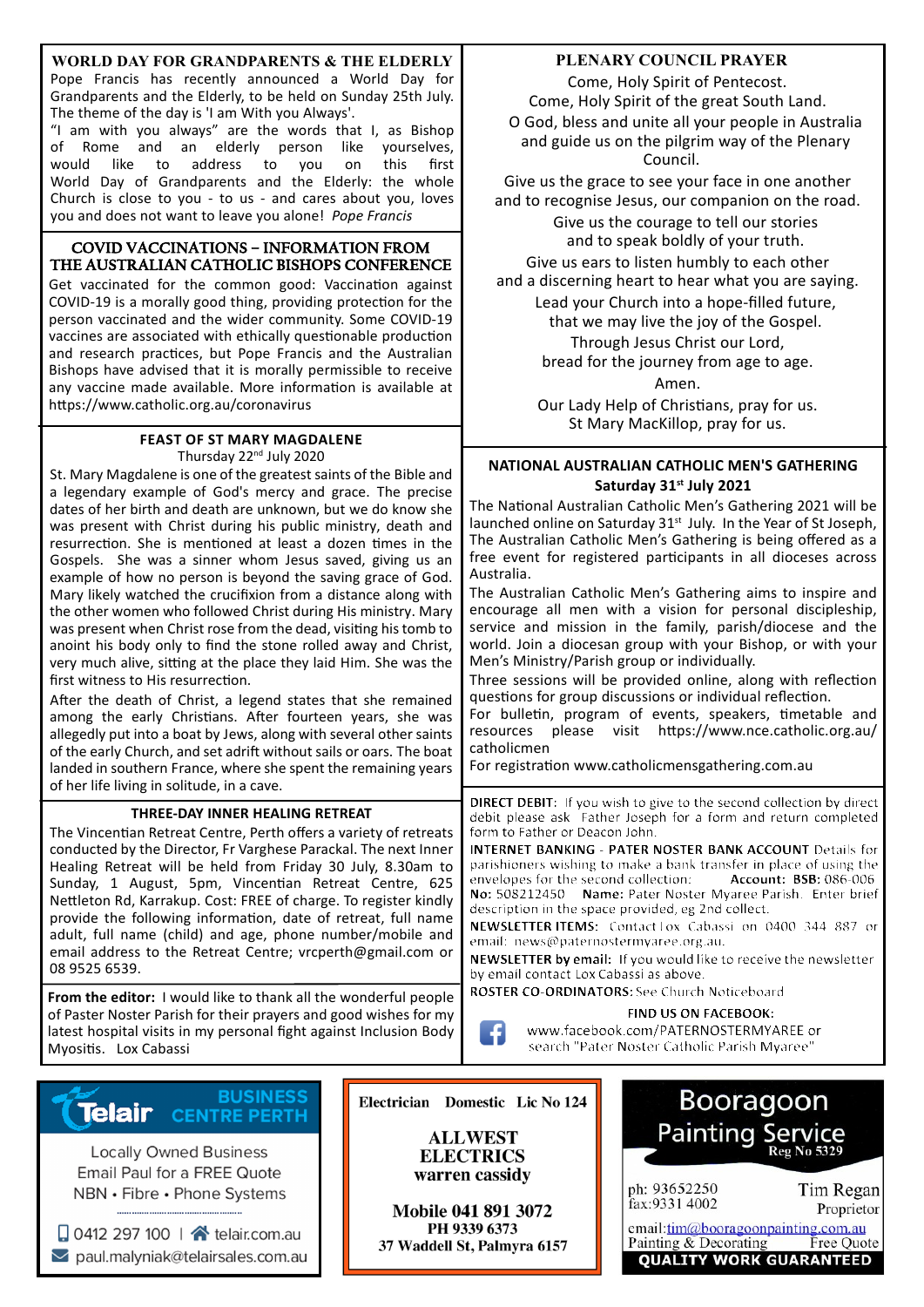## WORLD DAY FOR GRANDPARENTS & THE ELDERLY

Pope Francis has recently announced a World Day for Grandparents and the Elderly, to be held on Sunday 25th July. The theme of the day is 'I am With you Always'.

"I am with you always" are the words that I, as Bishop of Rome and an elderly person like yourselves, would like to address to you on this first World Day of Grandparents and the Elderly: the whole Church is close to you - to us - and cares about you, loves you and does not want to leave you alone! *Pope Francis*

## COVID VACCINATIONS – INFORMATION FROM THE AUSTRALIAN CATHOLIC BISHOPS CONFERENCE

Get vaccinated for the common good: Vaccination against COVID-19 is a morally good thing, providing protection for the person vaccinated and the wider community. Some COVID-19 vaccines are associated with ethically questionable production and research practices, but Pope Francis and the Australian Bishops have advised that it is morally permissible to receive any vaccine made available. More information is available at https://www.catholic.org.au/coronavirus

## FEAST OF ST MARY MAGDALENE

Thursday 22nd July 2020

St. Mary Magdalene is one of the greatest saints of the Bible and a legendary example of God's mercy and grace. The precise dates of her birth and death are unknown, but we do know she was present with Christ during his public ministry, death and resurrection. She is mentioned at least a dozen times in the Gospels. She was a sinner whom Jesus saved, giving us an example of how no person is beyond the saving grace of God. Mary likely watched the crucifixion from a distance along with the other women who followed Christ during His ministry. Mary was present when Christ rose from the dead, visiting his tomb to anoint his body only to find the stone rolled away and Christ, very much alive, sitting at the place they laid Him. She was the first witness to His resurrection.

After the death of Christ, a legend states that she remained among the early Christians. After fourteen years, she was allegedly put into a boat by Jews, along with several other saints of the early Church, and set adrift without sails or oars. The boat landed in southern France, where she spent the remaining years of her life living in solitude, in a cave.

## THREE-DAY INNER HEALING RETREAT

The Vincentian Retreat Centre, Perth offers a variety of retreats conducted by the Director, Fr Varghese Parackal. The next Inner Healing Retreat will be held from Friday 30 July, 8.30am to Sunday, 1 August, 5pm, Vincentian Retreat Centre, 625 Nettleton Rd, Karrakup. Cost: FREE of charge. To register kindly provide the following information, date of retreat, full name adult, full name (child) and age, phone number/mobile and email address to the Retreat Centre; vrcperth@gmail.com or 08 9525 6539.

**From the editor:** I would like to thank all the wonderful people of Paster Noster Parish for their prayers and good wishes for my latest hospital visits in my personal fight against Inclusion Body Myositis. Lox Cabassi

## PLENARY COUNCIL PRAYER

Come, Holy Spirit of Pentecost.
Come, Holy Spirit of the great South Land.
O God, bless and unite all your people in Australia and guide us on the pilgrim way of the Plenary Council.
Give us the grace to see your face in one another and to recognise Jesus, our companion on the road.
Give us the courage to tell our stories and to speak boldly of your truth.
Give us ears to listen humbly to each other and a discerning heart to hear what you are saying.
Lead your Church into a hope-filled future, that we may live the joy of the Gospel.
Through Jesus Christ our Lord, bread for the journey from age to age.
Amen.
Our Lady Help of Christians, pray for us.
St Mary MacKillop, pray for us.

## NATIONAL AUSTRALIAN CATHOLIC MEN'S GATHERING

**Saturday 31st July 2021**

The National Australian Catholic Men's Gathering 2021 will be launched online on Saturday 31st July. In the Year of St Joseph, The Australian Catholic Men's Gathering is being offered as a free event for registered participants in all dioceses across Australia.

The Australian Catholic Men's Gathering aims to inspire and encourage all men with a vision for personal discipleship, service and mission in the family, parish/diocese and the world. Join a diocesan group with your Bishop, or with your Men's Ministry/Parish group or individually.

Three sessions will be provided online, along with reflection questions for group discussions or individual reflection.

For bulletin, program of events, speakers, timetable and resources please visit https://www.nce.catholic.org.au/catholicmen

For registration www.catholicmensgathering.com.au

**DIRECT DEBIT**: If you wish to give to the second collection by direct debit please ask Father Joseph for a form and return completed form to Father or Deacon John.

**INTERNET BANKING - PATER NOSTER BANK ACCOUNT** Details for parishioners wishing to make a bank transfer in place of using the envelopes for the second collection: **Account: BSB:** 086-006 **No:** 508212450 **Name:** Pater Noster Myaree Parish. Enter brief description in the space provided, eg 2nd collect.

**NEWSLETTER ITEMS:** Contact Lox Cabassi on 0400 344 887 or email: news@paternostermyaree.org.au.

**NEWSLETTER by email:** If you would like to receive the newsletter by email contact Lox Cabassi as above.

**ROSTER CO-ORDINATORS:** See Church Noticeboard

**FIND US ON FACEBOOK:**
www.facebook.com/PATERNOSTERMYAREE or search "Pater Noster Catholic Parish Myaree"

---

**Telair BUSINESS CENTRE PERTH**
Locally Owned Business
Email Paul for a FREE Quote
NBN • Fibre • Phone Systems
0412 297 100 | telair.com.au
paul.malyniak@telairsales.com.au

**Electrician Domestic Lic No 124**
**ALLWEST ELECTRICS**
**warren cassidy**
**Mobile 041 891 3072**
**PH 9339 6373**
**37 Waddell St, Palmyra 6157**

**Booragoon Painting Service**
Reg No 5329
ph: 93652250
fax:9331 4002
Tim Regan
Proprietor
email:tim@booragoonpainting.com.au
Painting & Decorating Free Quote
**QUALITY WORK GUARANTEED**